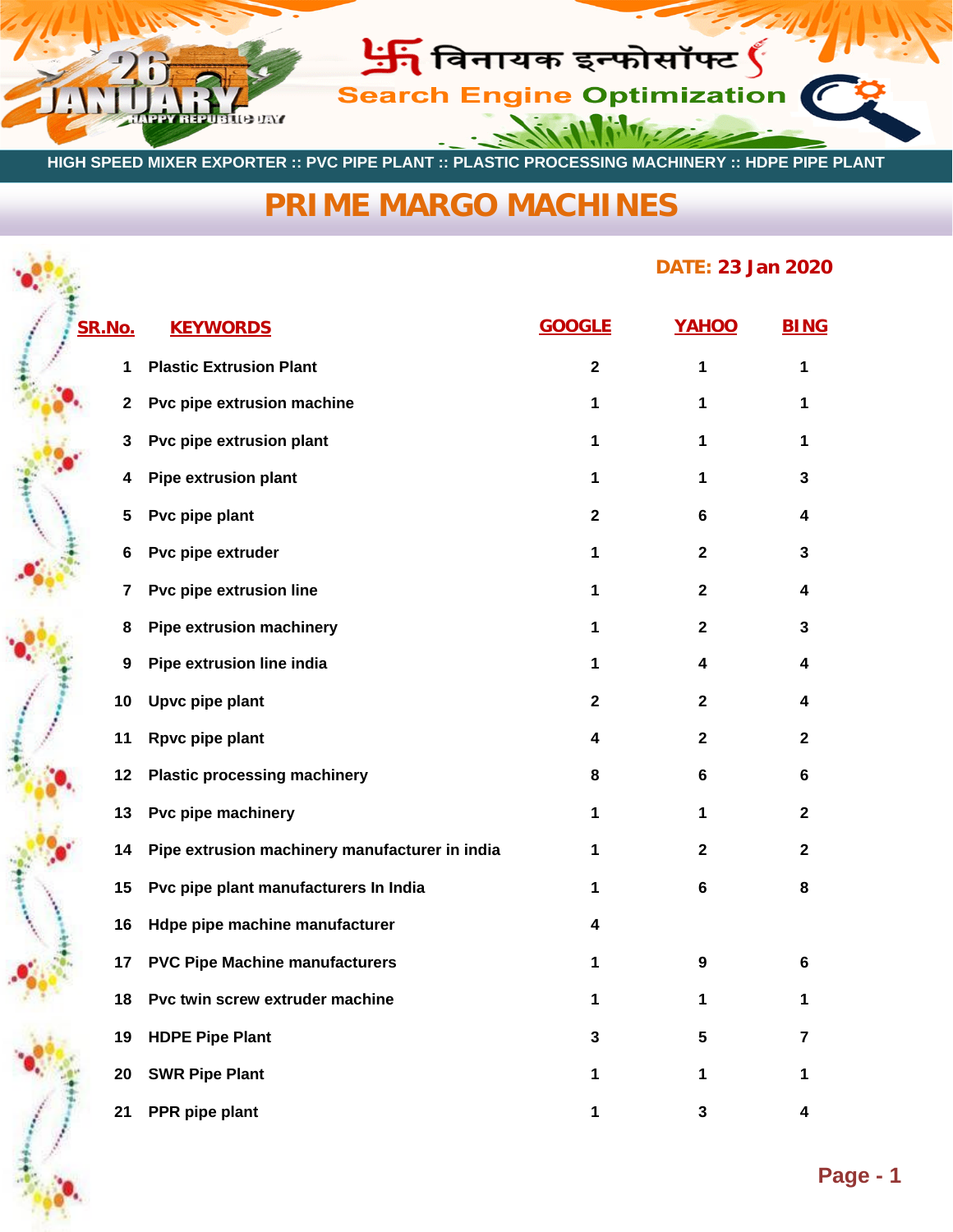विनायक इन्फोसॉफ्ट

Search Engine Optimization

HIGH SPEED MIXER EXPORTER :: PVC PIPE PLANT :: PLASTIC PROCESSING MACHINERY :: HDPE PIPE PLANT

# PRIME MARGO MACHINES

**DATE: 23 Jan 2020**

| SR.No. | KEYWORDS | GOOGLE | YAHOO | BING |
|---|---|---|---|---|
| 1 | Plastic Extrusion Plant | 2 | 1 | 1 |
| 2 | Pvc pipe extrusion machine | 1 | 1 | 1 |
| 3 | Pvc pipe extrusion plant | 1 | 1 | 1 |
| 4 | Pipe extrusion plant | 1 | 1 | 3 |
| 5 | Pvc pipe plant | 2 | 6 | 4 |
| 6 | Pvc pipe extruder | 1 | 2 | 3 |
| 7 | Pvc pipe extrusion line | 1 | 2 | 4 |
| 8 | Pipe extrusion machinery | 1 | 2 | 3 |
| 9 | Pipe extrusion line india | 1 | 4 | 4 |
| 10 | Upvc pipe plant | 2 | 2 | 4 |
| 11 | Rpvc pipe plant | 4 | 2 | 2 |
| 12 | Plastic processing machinery | 8 | 6 | 6 |
| 13 | Pvc pipe machinery | 1 | 1 | 2 |
| 14 | Pipe extrusion machinery manufacturer in india | 1 | 2 | 2 |
| 15 | Pvc pipe plant manufacturers In India | 1 | 6 | 8 |
| 16 | Hdpe pipe machine manufacturer | 4 | | |
| 17 | PVC Pipe Machine manufacturers | 1 | 9 | 6 |
| 18 | Pvc twin screw extruder machine | 1 | 1 | 1 |
| 19 | HDPE Pipe Plant | 3 | 5 | 7 |
| 20 | SWR Pipe Plant | 1 | 1 | 1 |
| 21 | PPR pipe plant | 1 | 3 | 4 |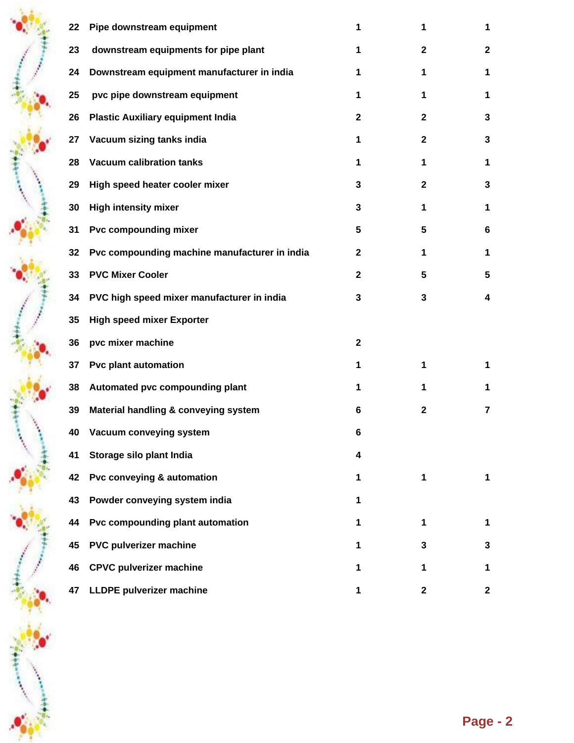| | | | | |
|---|---|---|---|---|
| 22 | Pipe downstream equipment | 1 | 1 | 1 |
| 23 | downstream equipments for pipe plant | 1 | 2 | 2 |
| 24 | Downstream equipment manufacturer in india | 1 | 1 | 1 |
| 25 | pvc pipe downstream equipment | 1 | 1 | 1 |
| 26 | Plastic Auxiliary equipment India | 2 | 2 | 3 |
| 27 | Vacuum sizing tanks india | 1 | 2 | 3 |
| 28 | Vacuum calibration tanks | 1 | 1 | 1 |
| 29 | High speed heater cooler mixer | 3 | 2 | 3 |
| 30 | High intensity mixer | 3 | 1 | 1 |
| 31 | Pvc compounding mixer | 5 | 5 | 6 |
| 32 | Pvc compounding machine manufacturer in india | 2 | 1 | 1 |
| 33 | PVC Mixer Cooler | 2 | 5 | 5 |
| 34 | PVC high speed mixer manufacturer in india | 3 | 3 | 4 |
| 35 | High speed mixer Exporter | | | |
| 36 | pvc mixer machine | 2 | | |
| 37 | Pvc plant automation | 1 | 1 | 1 |
| 38 | Automated pvc compounding plant | 1 | 1 | 1 |
| 39 | Material handling & conveying system | 6 | 2 | 7 |
| 40 | Vacuum conveying system | 6 | | |
| 41 | Storage silo plant India | 4 | | |
| 42 | Pvc conveying & automation | 1 | 1 | 1 |
| 43 | Powder conveying system india | 1 | | |
| 44 | Pvc compounding plant automation | 1 | 1 | 1 |
| 45 | PVC pulverizer machine | 1 | 3 | 3 |
| 46 | CPVC pulverizer machine | 1 | 1 | 1 |
| 47 | LLDPE pulverizer machine | 1 | 2 | 2 |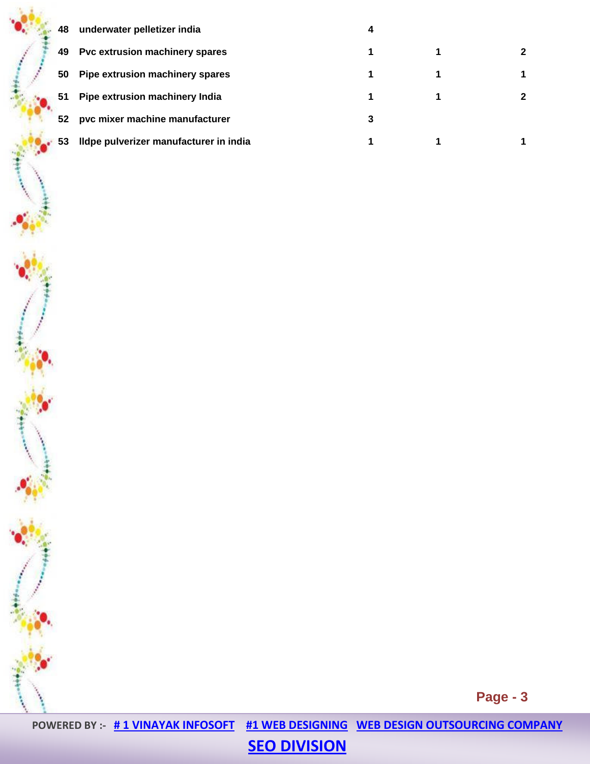| | | | | |
|---|---|---|---|---|
| 48 | underwater pelletizer india | 4 | | |
| 49 | Pvc extrusion machinery spares | 1 | 1 | 2 |
| 50 | Pipe extrusion machinery spares | 1 | 1 | 1 |
| 51 | Pipe extrusion machinery India | 1 | 1 | 2 |
| 52 | pvc mixer machine manufacturer | 3 | | |
| 53 | lldpe pulverizer manufacturer in india | 1 | 1 | 1 |

POWERED BY :- # 1 VINAYAK INFOSOFT #1 WEB DESIGNING WEB DESIGN OUTSOURCING COMPANY

SEO DIVISION